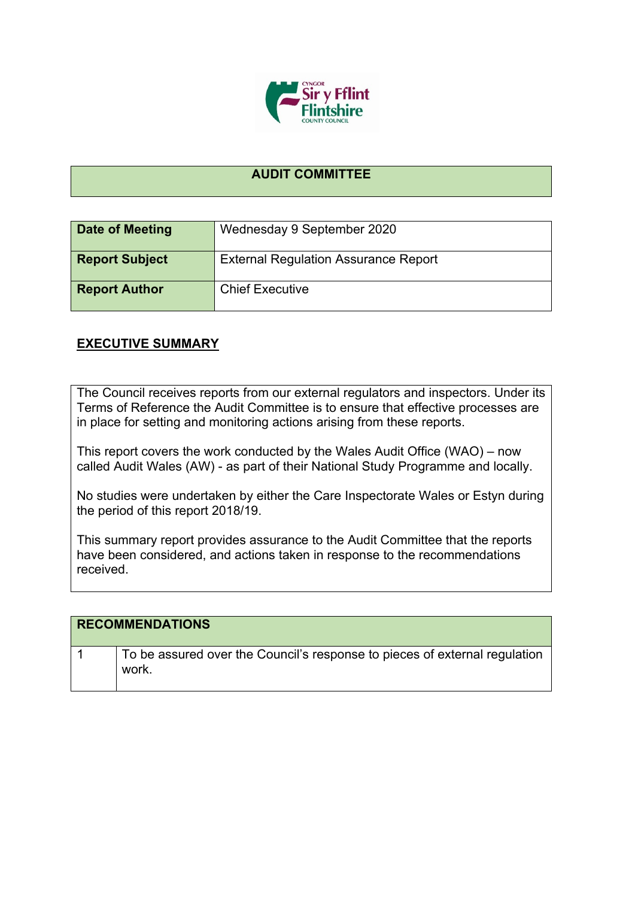# AUDIT COMMITTEE

| Date of Meeting | Wednesday 9 September 2020 |
|---|---|
| Report Subject | External Regulation Assurance Report |
| Report Author | Chief Executive |

## EXECUTIVE SUMMARY

The Council receives reports from our external regulators and inspectors. Under its Terms of Reference the Audit Committee is to ensure that effective processes are in place for setting and monitoring actions arising from these reports.

This report covers the work conducted by the Wales Audit Office (WAO) – now called Audit Wales (AW) - as part of their National Study Programme and locally.

No studies were undertaken by either the Care Inspectorate Wales or Estyn during the period of this report 2018/19.

This summary report provides assurance to the Audit Committee that the reports have been considered, and actions taken in response to the recommendations received.

| RECOMMENDATIONS | |
|---|---|
| 1 | To be assured over the Council's response to pieces of external regulation work. |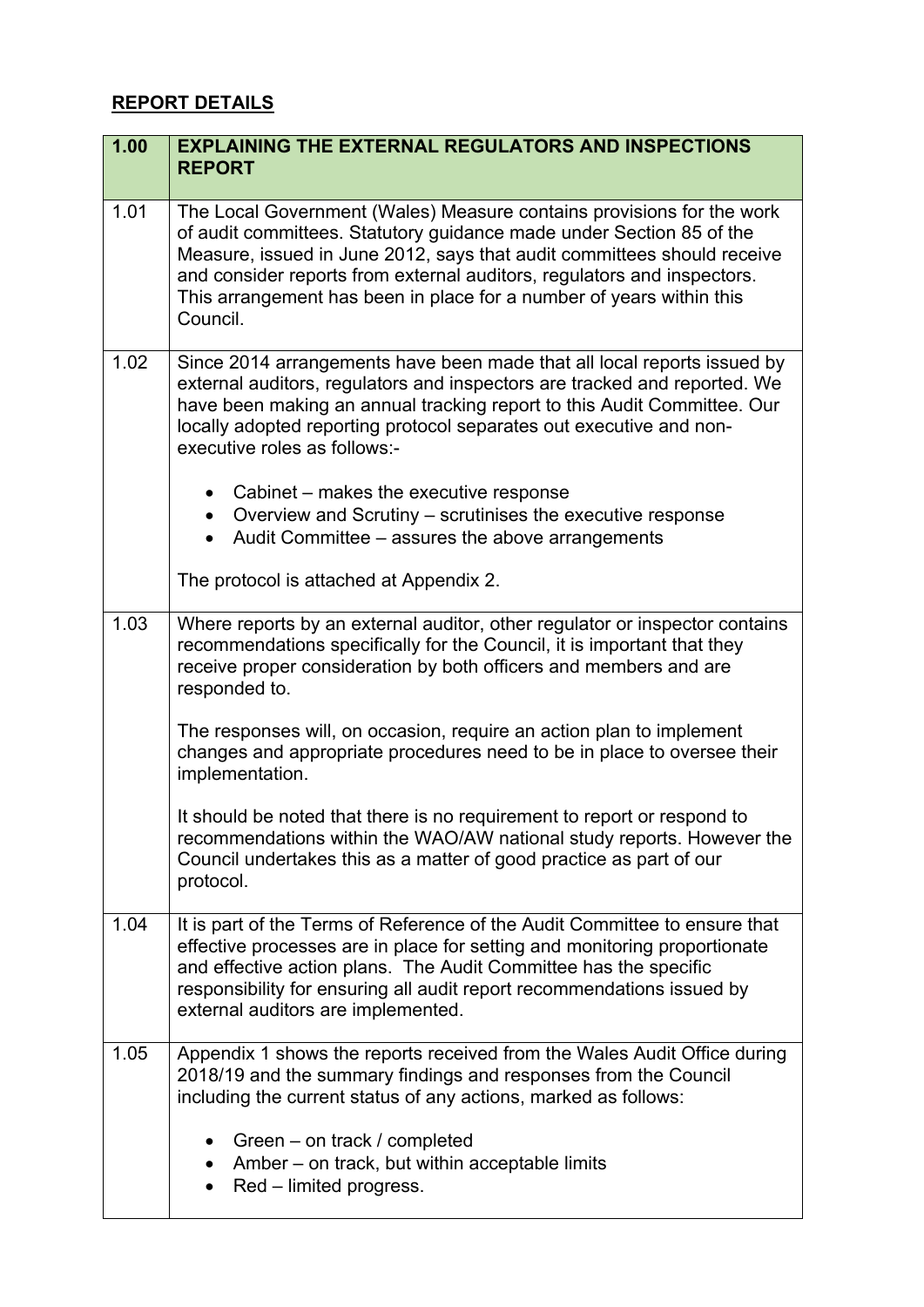## REPORT DETAILS

| 1.00 | EXPLAINING THE EXTERNAL REGULATORS AND INSPECTIONS REPORT |
|---|---|
| 1.01 | The Local Government (Wales) Measure contains provisions for the work of audit committees. Statutory guidance made under Section 85 of the Measure, issued in June 2012, says that audit committees should receive and consider reports from external auditors, regulators and inspectors. This arrangement has been in place for a number of years within this Council. |
| 1.02 | Since 2014 arrangements have been made that all local reports issued by external auditors, regulators and inspectors are tracked and reported. We have been making an annual tracking report to this Audit Committee. Our locally adopted reporting protocol separates out executive and non-executive roles as follows:-<br><br>• Cabinet – makes the executive response<br>• Overview and Scrutiny – scrutinises the executive response<br>• Audit Committee – assures the above arrangements<br><br>The protocol is attached at Appendix 2. |
| 1.03 | Where reports by an external auditor, other regulator or inspector contains recommendations specifically for the Council, it is important that they receive proper consideration by both officers and members and are responded to.<br><br>The responses will, on occasion, require an action plan to implement changes and appropriate procedures need to be in place to oversee their implementation.<br><br>It should be noted that there is no requirement to report or respond to recommendations within the WAO/AW national study reports. However the Council undertakes this as a matter of good practice as part of our protocol. |
| 1.04 | It is part of the Terms of Reference of the Audit Committee to ensure that effective processes are in place for setting and monitoring proportionate and effective action plans. The Audit Committee has the specific responsibility for ensuring all audit report recommendations issued by external auditors are implemented. |
| 1.05 | Appendix 1 shows the reports received from the Wales Audit Office during 2018/19 and the summary findings and responses from the Council including the current status of any actions, marked as follows:<br><br>• Green – on track / completed<br>• Amber – on track, but within acceptable limits<br>• Red – limited progress. |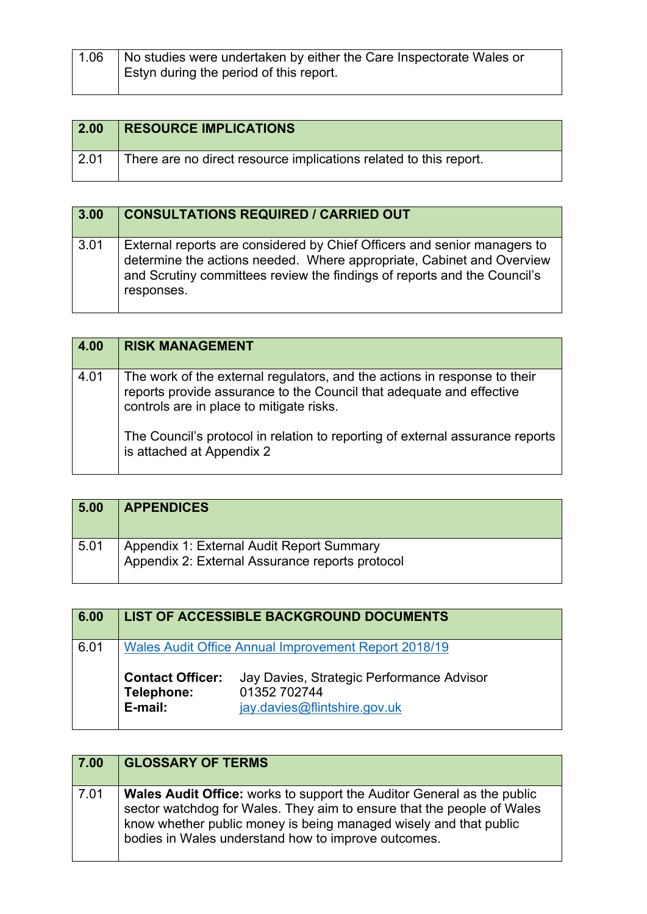| 1.06 | No studies were undertaken by either the Care Inspectorate Wales or Estyn during the period of this report. |
|---|---|

| 2.00 | RESOURCE IMPLICATIONS |
|---|---|
| 2.01 | There are no direct resource implications related to this report. |

| 3.00 | CONSULTATIONS REQUIRED / CARRIED OUT |
|---|---|
| 3.01 | External reports are considered by Chief Officers and senior managers to determine the actions needed. Where appropriate, Cabinet and Overview and Scrutiny committees review the findings of reports and the Council's responses. |

| 4.00 | RISK MANAGEMENT |
|---|---|
| 4.01 | The work of the external regulators, and the actions in response to their reports provide assurance to the Council that adequate and effective controls are in place to mitigate risks.<br><br>The Council's protocol in relation to reporting of external assurance reports is attached at Appendix 2 |

| 5.00 | APPENDICES |
|---|---|
| 5.01 | Appendix 1: External Audit Report Summary<br>Appendix 2: External Assurance reports protocol |

| 6.00 | LIST OF ACCESSIBLE BACKGROUND DOCUMENTS |
|---|---|
| 6.01 | Wales Audit Office Annual Improvement Report 2018/19<br><br>**Contact Officer:** Jay Davies, Strategic Performance Advisor<br>**Telephone:** 01352 702744<br>**E-mail:** jay.davies@flintshire.gov.uk |

| 7.00 | GLOSSARY OF TERMS |
|---|---|
| 7.01 | **Wales Audit Office:** works to support the Auditor General as the public sector watchdog for Wales. They aim to ensure that the people of Wales know whether public money is being managed wisely and that public bodies in Wales understand how to improve outcomes. |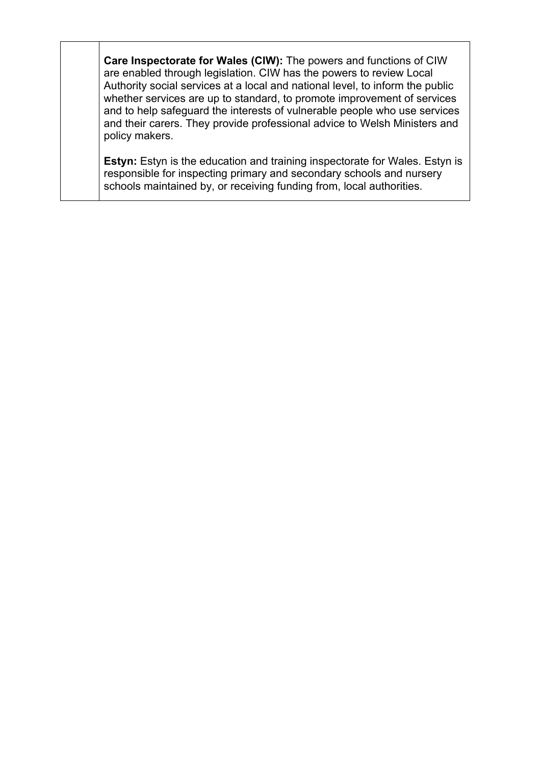| | |
|---|---|
| | **Care Inspectorate for Wales (CIW):** The powers and functions of CIW are enabled through legislation. CIW has the powers to review Local Authority social services at a local and national level, to inform the public whether services are up to standard, to promote improvement of services and to help safeguard the interests of vulnerable people who use services and their carers. They provide professional advice to Welsh Ministers and policy makers.<br><br>**Estyn:** Estyn is the education and training inspectorate for Wales. Estyn is responsible for inspecting primary and secondary schools and nursery schools maintained by, or receiving funding from, local authorities. |